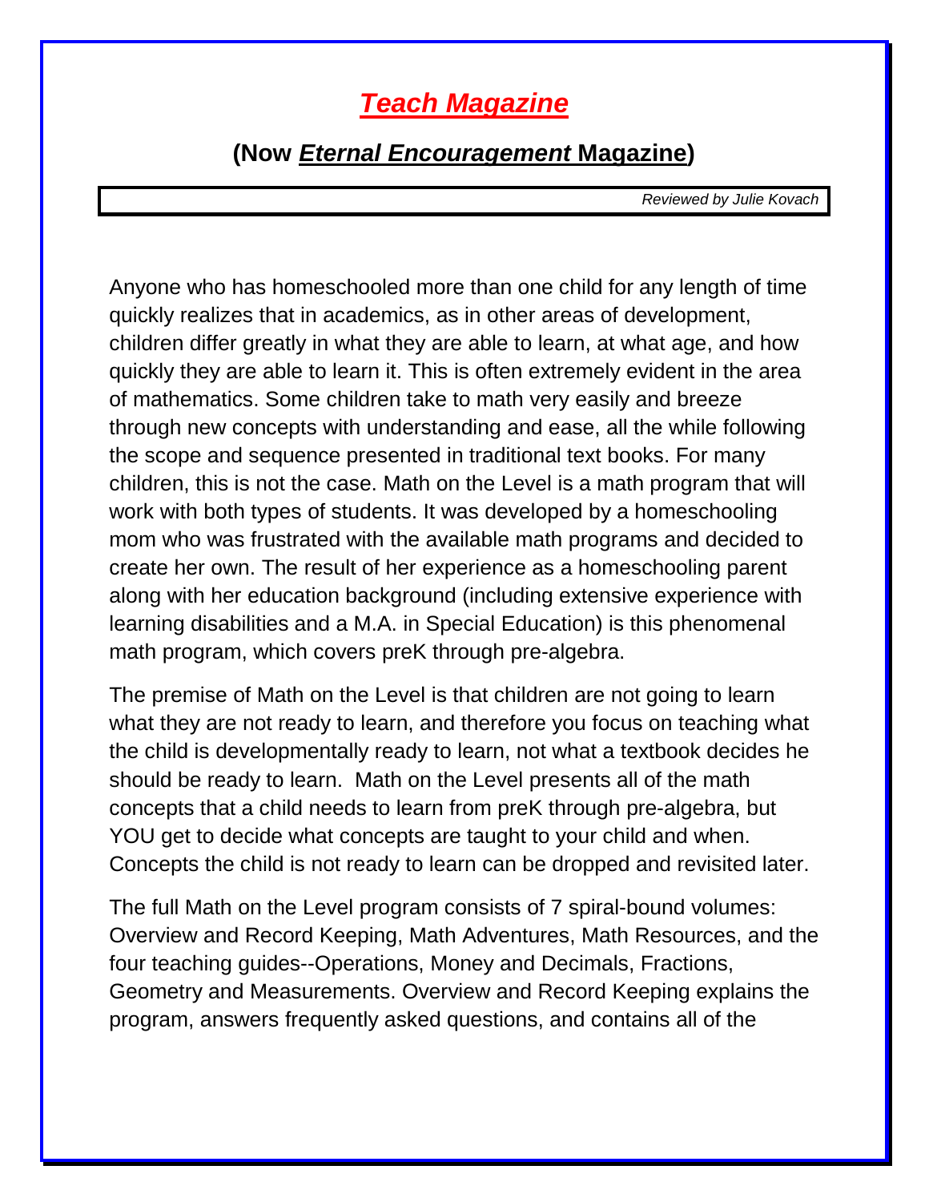# *Teach Magazine*

## (Now *Eternal Encouragement* Magazine)

*Reviewed by Julie Kovach*

Anyone who has homeschooled more than one child for any length of time quickly realizes that in academics, as in other areas of development, children differ greatly in what they are able to learn, at what age, and how quickly they are able to learn it. This is often extremely evident in the area of mathematics. Some children take to math very easily and breeze through new concepts with understanding and ease, all the while following the scope and sequence presented in traditional text books. For many children, this is not the case. Math on the Level is a math program that will work with both types of students. It was developed by a homeschooling mom who was frustrated with the available math programs and decided to create her own. The result of her experience as a homeschooling parent along with her education background (including extensive experience with learning disabilities and a M.A. in Special Education) is this phenomenal math program, which covers preK through pre-algebra.

The premise of Math on the Level is that children are not going to learn what they are not ready to learn, and therefore you focus on teaching what the child is developmentally ready to learn, not what a textbook decides he should be ready to learn. Math on the Level presents all of the math concepts that a child needs to learn from preK through pre-algebra, but YOU get to decide what concepts are taught to your child and when. Concepts the child is not ready to learn can be dropped and revisited later.

The full Math on the Level program consists of 7 spiral-bound volumes: Overview and Record Keeping, Math Adventures, Math Resources, and the four teaching guides--Operations, Money and Decimals, Fractions, Geometry and Measurements. Overview and Record Keeping explains the program, answers frequently asked questions, and contains all of the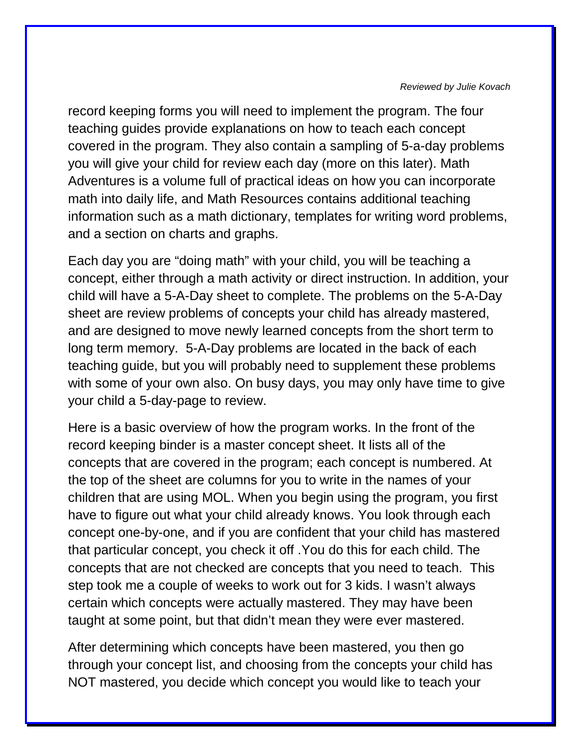record keeping forms you will need to implement the program. The four teaching guides provide explanations on how to teach each concept covered in the program. They also contain a sampling of 5-a-day problems you will give your child for review each day (more on this later). Math Adventures is a volume full of practical ideas on how you can incorporate math into daily life, and Math Resources contains additional teaching information such as a math dictionary, templates for writing word problems, and a section on charts and graphs.

Each day you are "doing math" with your child, you will be teaching a concept, either through a math activity or direct instruction. In addition, your child will have a 5-A-Day sheet to complete. The problems on the 5-A-Day sheet are review problems of concepts your child has already mastered, and are designed to move newly learned concepts from the short term to long term memory. 5-A-Day problems are located in the back of each teaching guide, but you will probably need to supplement these problems with some of your own also. On busy days, you may only have time to give your child a 5-day-page to review.

Here is a basic overview of how the program works. In the front of the record keeping binder is a master concept sheet. It lists all of the concepts that are covered in the program; each concept is numbered. At the top of the sheet are columns for you to write in the names of your children that are using MOL. When you begin using the program, you first have to figure out what your child already knows. You look through each concept one-by-one, and if you are confident that your child has mastered that particular concept, you check it off .You do this for each child. The concepts that are not checked are concepts that you need to teach. This step took me a couple of weeks to work out for 3 kids. I wasn't always certain which concepts were actually mastered. They may have been taught at some point, but that didn't mean they were ever mastered.

After determining which concepts have been mastered, you then go through your concept list, and choosing from the concepts your child has NOT mastered, you decide which concept you would like to teach your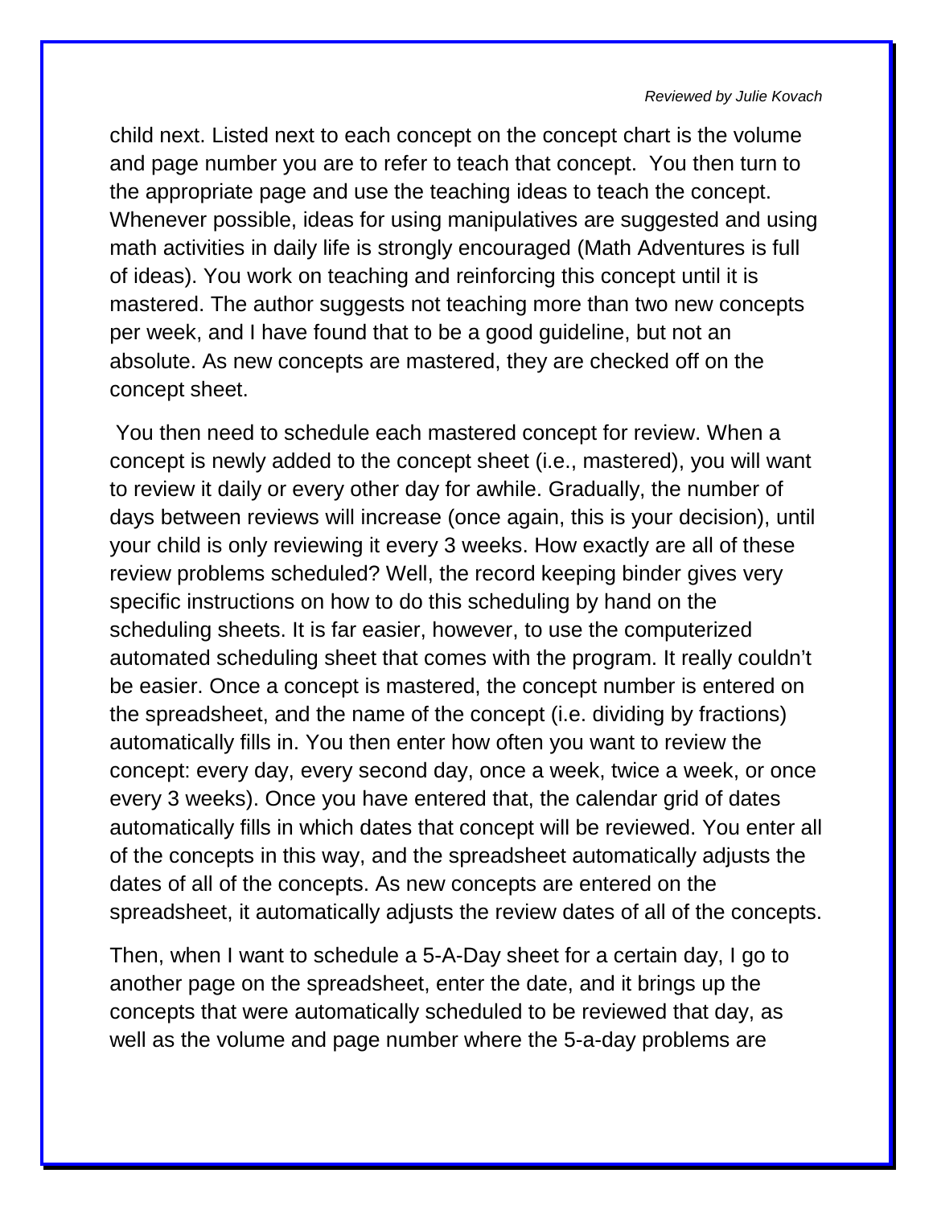child next. Listed next to each concept on the concept chart is the volume and page number you are to refer to teach that concept. You then turn to the appropriate page and use the teaching ideas to teach the concept. Whenever possible, ideas for using manipulatives are suggested and using math activities in daily life is strongly encouraged (Math Adventures is full of ideas). You work on teaching and reinforcing this concept until it is mastered. The author suggests not teaching more than two new concepts per week, and I have found that to be a good guideline, but not an absolute. As new concepts are mastered, they are checked off on the concept sheet.

You then need to schedule each mastered concept for review. When a concept is newly added to the concept sheet (i.e., mastered), you will want to review it daily or every other day for awhile. Gradually, the number of days between reviews will increase (once again, this is your decision), until your child is only reviewing it every 3 weeks. How exactly are all of these review problems scheduled? Well, the record keeping binder gives very specific instructions on how to do this scheduling by hand on the scheduling sheets. It is far easier, however, to use the computerized automated scheduling sheet that comes with the program. It really couldn't be easier. Once a concept is mastered, the concept number is entered on the spreadsheet, and the name of the concept (i.e. dividing by fractions) automatically fills in. You then enter how often you want to review the concept: every day, every second day, once a week, twice a week, or once every 3 weeks). Once you have entered that, the calendar grid of dates automatically fills in which dates that concept will be reviewed. You enter all of the concepts in this way, and the spreadsheet automatically adjusts the dates of all of the concepts. As new concepts are entered on the spreadsheet, it automatically adjusts the review dates of all of the concepts.

Then, when I want to schedule a 5-A-Day sheet for a certain day, I go to another page on the spreadsheet, enter the date, and it brings up the concepts that were automatically scheduled to be reviewed that day, as well as the volume and page number where the 5-a-day problems are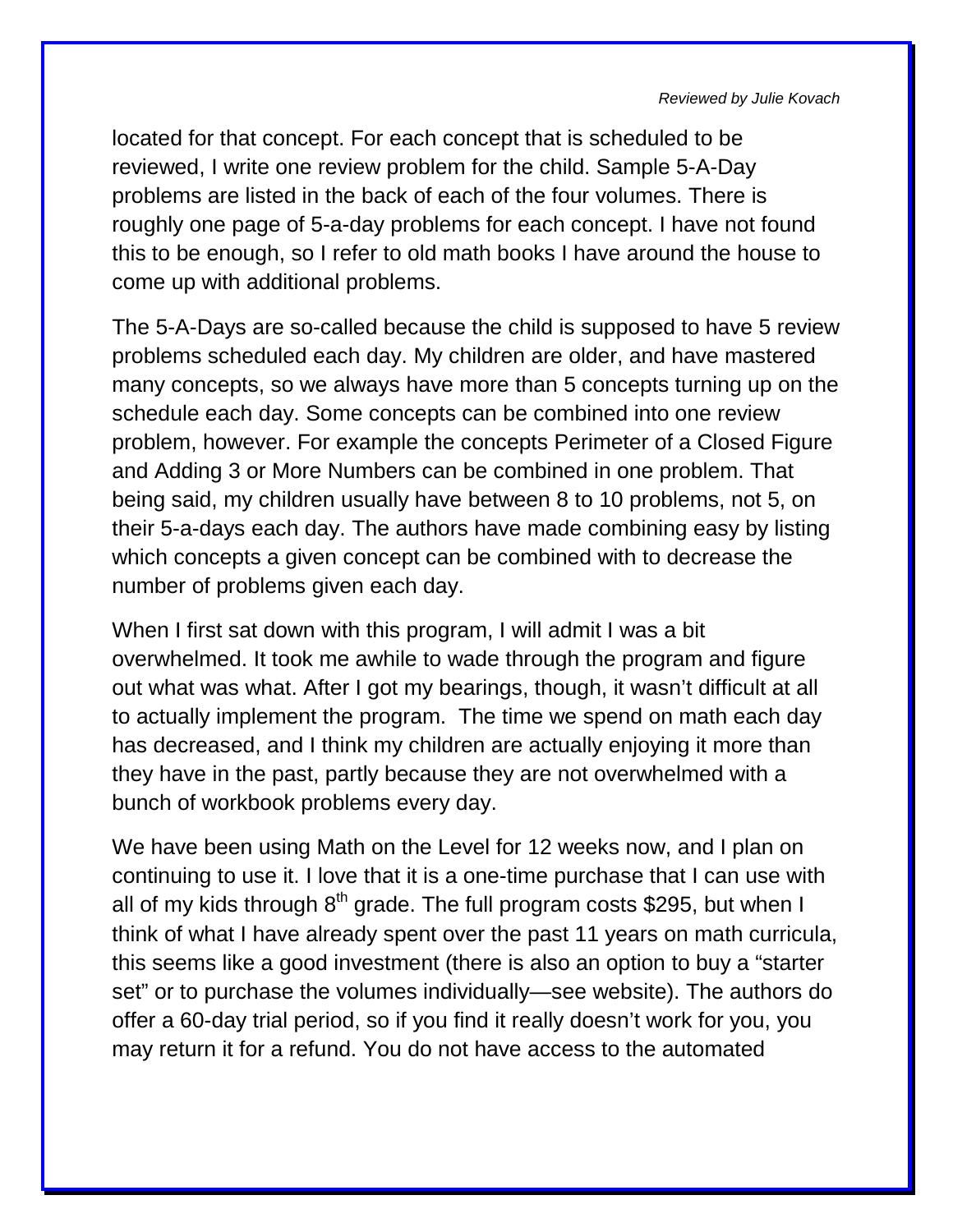located for that concept. For each concept that is scheduled to be reviewed, I write one review problem for the child. Sample 5-A-Day problems are listed in the back of each of the four volumes. There is roughly one page of 5-a-day problems for each concept. I have not found this to be enough, so I refer to old math books I have around the house to come up with additional problems.

The 5-A-Days are so-called because the child is supposed to have 5 review problems scheduled each day. My children are older, and have mastered many concepts, so we always have more than 5 concepts turning up on the schedule each day. Some concepts can be combined into one review problem, however. For example the concepts Perimeter of a Closed Figure and Adding 3 or More Numbers can be combined in one problem. That being said, my children usually have between 8 to 10 problems, not 5, on their 5-a-days each day. The authors have made combining easy by listing which concepts a given concept can be combined with to decrease the number of problems given each day.

When I first sat down with this program, I will admit I was a bit overwhelmed. It took me awhile to wade through the program and figure out what was what. After I got my bearings, though, it wasn't difficult at all to actually implement the program. The time we spend on math each day has decreased, and I think my children are actually enjoying it more than they have in the past, partly because they are not overwhelmed with a bunch of workbook problems every day.

We have been using Math on the Level for 12 weeks now, and I plan on continuing to use it. I love that it is a one-time purchase that I can use with all of my kids through 8th grade. The full program costs $295, but when I think of what I have already spent over the past 11 years on math curricula, this seems like a good investment (there is also an option to buy a "starter set" or to purchase the volumes individually—see website). The authors do offer a 60-day trial period, so if you find it really doesn't work for you, you may return it for a refund. You do not have access to the automated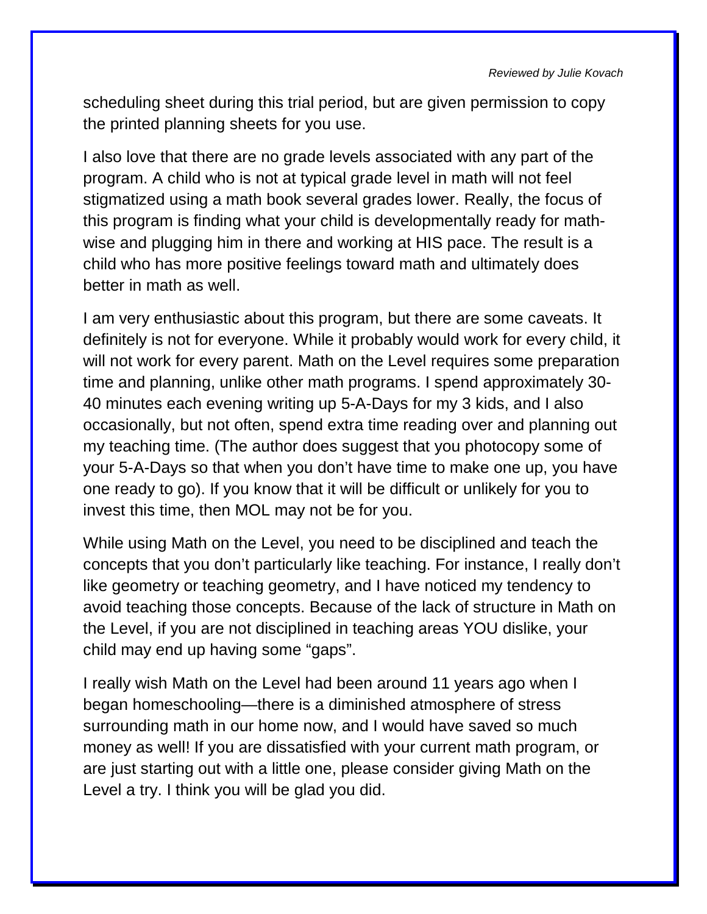*Reviewed by Julie Kovach*

scheduling sheet during this trial period, but are given permission to copy the printed planning sheets for you use.

I also love that there are no grade levels associated with any part of the program. A child who is not at typical grade level in math will not feel stigmatized using a math book several grades lower. Really, the focus of this program is finding what your child is developmentally ready for math-wise and plugging him in there and working at HIS pace. The result is a child who has more positive feelings toward math and ultimately does better in math as well.

I am very enthusiastic about this program, but there are some caveats. It definitely is not for everyone. While it probably would work for every child, it will not work for every parent. Math on the Level requires some preparation time and planning, unlike other math programs. I spend approximately 30-40 minutes each evening writing up 5-A-Days for my 3 kids, and I also occasionally, but not often, spend extra time reading over and planning out my teaching time. (The author does suggest that you photocopy some of your 5-A-Days so that when you don't have time to make one up, you have one ready to go). If you know that it will be difficult or unlikely for you to invest this time, then MOL may not be for you.

While using Math on the Level, you need to be disciplined and teach the concepts that you don't particularly like teaching. For instance, I really don't like geometry or teaching geometry, and I have noticed my tendency to avoid teaching those concepts. Because of the lack of structure in Math on the Level, if you are not disciplined in teaching areas YOU dislike, your child may end up having some "gaps".

I really wish Math on the Level had been around 11 years ago when I began homeschooling—there is a diminished atmosphere of stress surrounding math in our home now, and I would have saved so much money as well! If you are dissatisfied with your current math program, or are just starting out with a little one, please consider giving Math on the Level a try. I think you will be glad you did.